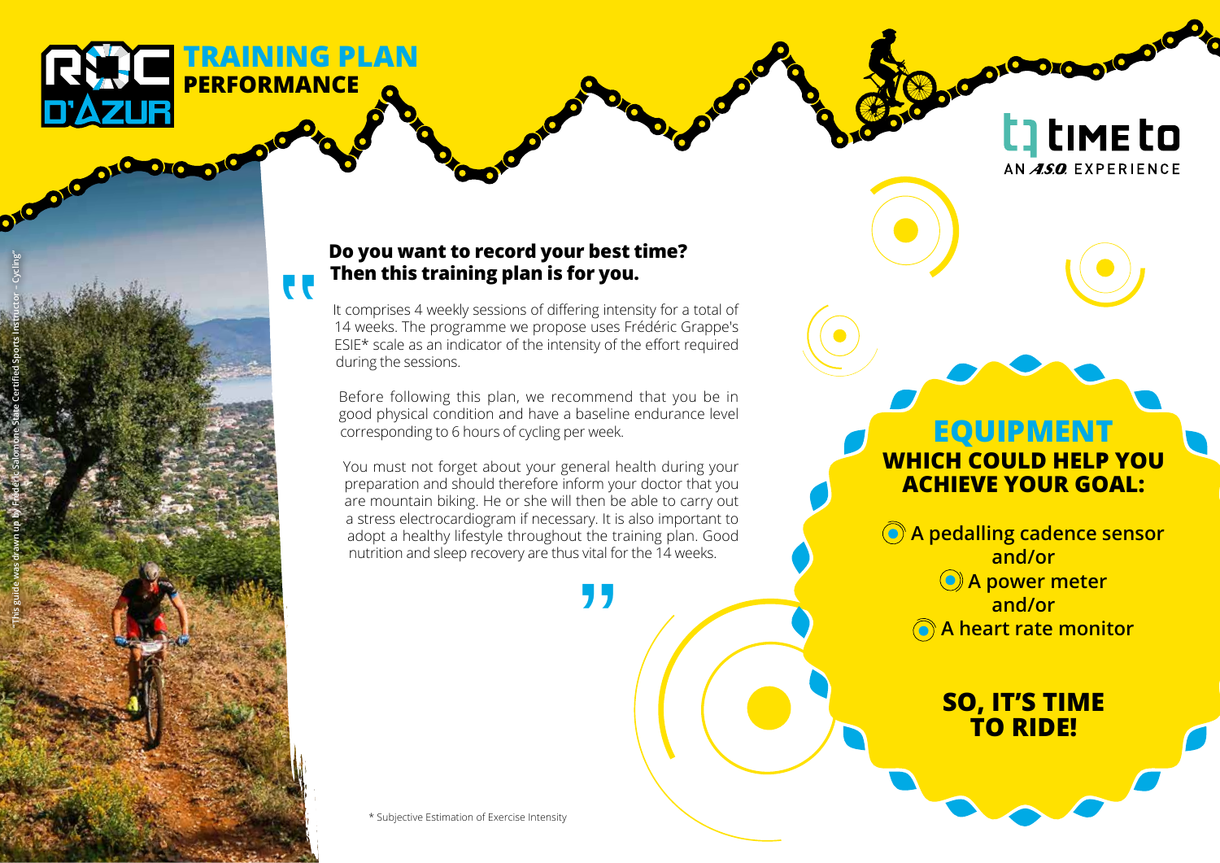# TRAINING PLAN

## PERFORMANCE

TIME to — AN A.S.O. EXPERIENCE

"This guide was drawn up by Frédéric Salomone State Certified Sports Instructor – Cycling"

**Do you want to record your best time? Then this training plan is for you.**

It comprises 4 weekly sessions of differing intensity for a total of 14 weeks. The programme we propose uses Frédéric Grappe's ESIE* scale as an indicator of the intensity of the effort required during the sessions.

Before following this plan, we recommend that you be in good physical condition and have a baseline endurance level corresponding to 6 hours of cycling per week.

You must not forget about your general health during your preparation and should therefore inform your doctor that you are mountain biking. He or she will then be able to carry out a stress electrocardiogram if necessary. It is also important to adopt a healthy lifestyle throughout the training plan. Good nutrition and sleep recovery are thus vital for the 14 weeks.

## EQUIPMENT

### WHICH COULD HELP YOU ACHIEVE YOUR GOAL:

- **A pedalling cadence sensor**
  **and/or**
- **A power meter**
  **and/or**
- **A heart rate monitor**

**SO, IT'S TIME TO RIDE!**

\* Subjective Estimation of Exercise Intensity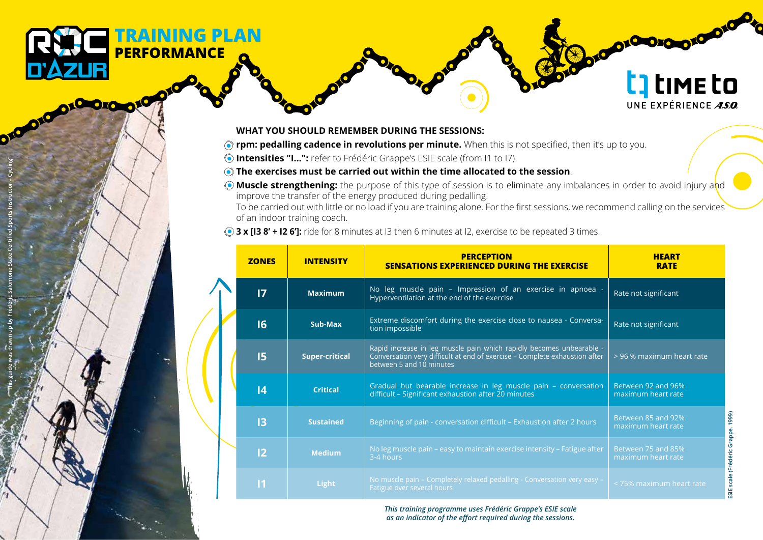# TRAINING PLAN
## PERFORMANCE

### WHAT YOU SHOULD REMEMBER DURING THE SESSIONS:

- **rpm: pedalling cadence in revolutions per minute.** When this is not specified, then it's up to you.
- **Intensities "I...":** refer to Frédéric Grappe's ESIE scale (from I1 to I7).
- **The exercises must be carried out within the time allocated to the session**.
- **Muscle strengthening:** the purpose of this type of session is to eliminate any imbalances in order to avoid injury and improve the transfer of the energy produced during pedalling.
  To be carried out with little or no load if you are training alone. For the first sessions, we recommend calling on the services of an indoor training coach.
- **3 x [I3 8' + I2 6']:** ride for 8 minutes at I3 then 6 minutes at I2, exercise to be repeated 3 times.

| ZONES | INTENSITY | PERCEPTION SENSATIONS EXPERIENCED DURING THE EXERCISE | HEART RATE |
|---|---|---|---|
| I7 | Maximum | No leg muscle pain – Impression of an exercise in apnoea - Hyperventilation at the end of the exercise | Rate not significant |
| I6 | Sub-Max | Extreme discomfort during the exercise close to nausea - Conversation impossible | Rate not significant |
| I5 | Super-critical | Rapid increase in leg muscle pain which rapidly becomes unbearable - Conversation very difficult at end of exercise – Complete exhaustion after between 5 and 10 minutes | > 96 % maximum heart rate |
| I4 | Critical | Gradual but bearable increase in leg muscle pain – conversation difficult – Significant exhaustion after 20 minutes | Between 92 and 96% maximum heart rate |
| I3 | Sustained | Beginning of pain - conversation difficult - Exhaustion after 2 hours | Between 85 and 92% maximum heart rate |
| I2 | Medium | No leg muscle pain – easy to maintain exercise intensity – Fatigue after 3-4 hours | Between 75 and 85% maximum heart rate |
| I1 | Light | No muscle pain – Completely relaxed pedalling - Conversation very easy – Fatigue over several hours | < 75% maximum heart rate |

ESIE scale (Frédéric Grappe, 1999)

*This training programme uses Frédéric Grappe's ESIE scale as an indicator of the effort required during the sessions.*

This guide was drawn up by Frédéric Salomone State Certified Sports Instructor - Cycling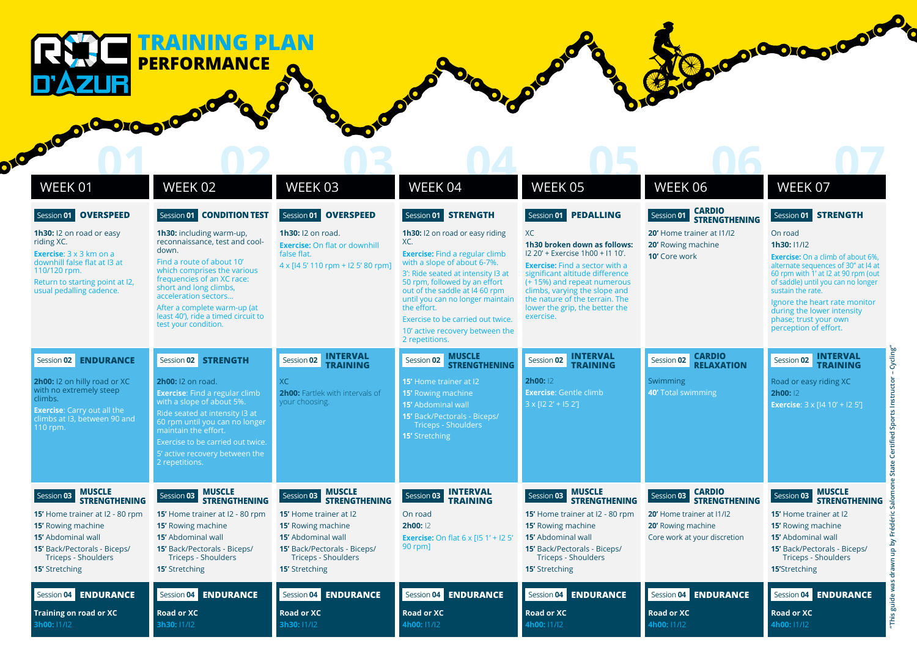# TRAINING PLAN PERFORMANCE

## WEEK 01

**Session 01 OVERSPEED**

**1h30:** I2 on road or easy riding XC.

**Exercise**: 3 x 3 km on a downhill false flat at I3 at 110/120 rpm.

Return to starting point at I2, usual pedalling cadence.

**Session 02 ENDURANCE**

**2h00:** I2 on hilly road or XC with no extremely steep climbs.

**Exercise**: Carry out all the climbs at I3, between 90 and 110 rpm.

**Session 03 MUSCLE STRENGTHENING**

**15'** Home trainer at I2 - 80 rpm
**15'** Rowing machine
**15'** Abdominal wall
**15'** Back/Pectorals - Biceps/ Triceps - Shoulders
**15'** Stretching

**Session 04 ENDURANCE**

**Training on road or XC**
**3h00:** I1/I2

## WEEK 02

**Session 01 CONDITION TEST**

**1h30:** including warm-up, reconnaissance, test and cool-down.

Find a route of about 10' which comprises the various frequencies of an XC race: short and long climbs, acceleration sectors...

After a complete warm-up (at least 40'), ride a timed circuit to test your condition.

**Session 02 STRENGTH**

**2h00:** I2 on road.

**Exercise**: Find a regular climb with a slope of about 5%.

Ride seated at intensity I3 at 60 rpm until you can no longer maintain the effort.

Exercise to be carried out twice.

5' active recovery between the 2 repetitions.

**Session 03 MUSCLE STRENGTHENING**

**15'** Home trainer at I2 - 80 rpm
**15'** Rowing machine
**15'** Abdominal wall
**15'** Back/Pectorals - Biceps/ Triceps - Shoulders
**15'** Stretching

**Session 04 ENDURANCE**

**Road or XC**
**3h30:** I1/I2

## WEEK 03

**Session 01 OVERSPEED**

**1h30:** I2 on road.

**Exercise:** On flat or downhill false flat.

4 x [I4 5' 110 rpm + I2 5' 80 rpm]

**Session 02 INTERVAL TRAINING**

XC

**2h00:** Fartlek with intervals of your choosing.

**Session 03 MUSCLE STRENGTHENING**

**15'** Home trainer at I2
**15'** Rowing machine
**15'** Abdominal wall
**15'** Back/Pectorals - Biceps/ Triceps - Shoulders
**15'** Stretching

**Session 04 ENDURANCE**

**Road or XC**
**3h30:** I1/I2

## WEEK 04

**Session 01 STRENGTH**

**1h30:** I2 on road or easy riding XC.

**Exercise:** Find a regular climb with a slope of about 6-7%.

3': Ride seated at intensity I3 at 50 rpm, followed by an effort out of the saddle at I4 60 rpm until you can no longer maintain the effort.

Exercise to be carried out twice.

10' active recovery between the 2 repetitions.

**Session 02 MUSCLE STRENGTHENING**

**15'** Home trainer at I2
**15'** Rowing machine
**15'** Abdominal wall
**15'** Back/Pectorals - Biceps/ Triceps - Shoulders
**15'** Stretching

**Session 03 INTERVAL TRAINING**

On road
**2h00:** I2

**Exercise:** On flat 6 x [I5 1' + I2 5' 90 rpm]

**Session 04 ENDURANCE**

**Road or XC**
**4h00:** I1/I2

## WEEK 05

**Session 01 PEDALLING**

XC

**1h30 broken down as follows:** I2 20' + Exercise 1h00 + I1 10'.

**Exercise:** Find a sector with a significant altitude difference (+ 15%) and repeat numerous climbs, varying the slope and the nature of the terrain. The lower the grip, the better the exercise.

**Session 02 INTERVAL TRAINING**

**2h00:** I2

**Exercise:** Gentle climb

3 x [I2 2' + I5 2']

**Session 03 MUSCLE STRENGTHENING**

**15'** Home trainer at I2 - 80 rpm
**15'** Rowing machine
**15'** Abdominal wall
**15'** Back/Pectorals - Biceps/ Triceps - Shoulders
**15'** Stretching

**Session 04 ENDURANCE**

**Road or XC**
**4h00:** I1/I2

## WEEK 06

**Session 01 CARDIO STRENGTHENING**

**20'** Home trainer at I1/I2
**20'** Rowing machine
**10'** Core work

**Session 02 CARDIO RELAXATION**

Swimming
**40'** Total swimming

**Session 03 CARDIO STRENGTHENING**

**20'** Home trainer at I1/I2
**20'** Rowing machine
Core work at your discretion

**Session 04 ENDURANCE**

**Road or XC**
**4h00:** I1/I2

## WEEK 07

**Session 01 STRENGTH**

On road
**1h30:** I1/I2

**Exercise:** On a climb of about 6%, alternate sequences of 30" at I4 at 60 rpm with 1' at I2 at 90 rpm (out of saddle) until you can no longer sustain the rate.

Ignore the heart rate monitor during the lower intensity phase; trust your own perception of effort.

**Session 02 INTERVAL TRAINING**

Road or easy riding XC
**2h00:** I2

**Exercise**: 3 x [I4 10' + I2 5']

**Session 03 MUSCLE STRENGTHENING**

**15'** Home trainer at I2
**15'** Rowing machine
**15'** Abdominal wall
**15'** Back/Pectorals - Biceps/ Triceps - Shoulders
**15'**Stretching

**Session 04 ENDURANCE**

**Road or XC**
**4h00:** I1/I2

"This guide was drawn up by Frédéric Salomone State Certified Sports Instructor – Cycling"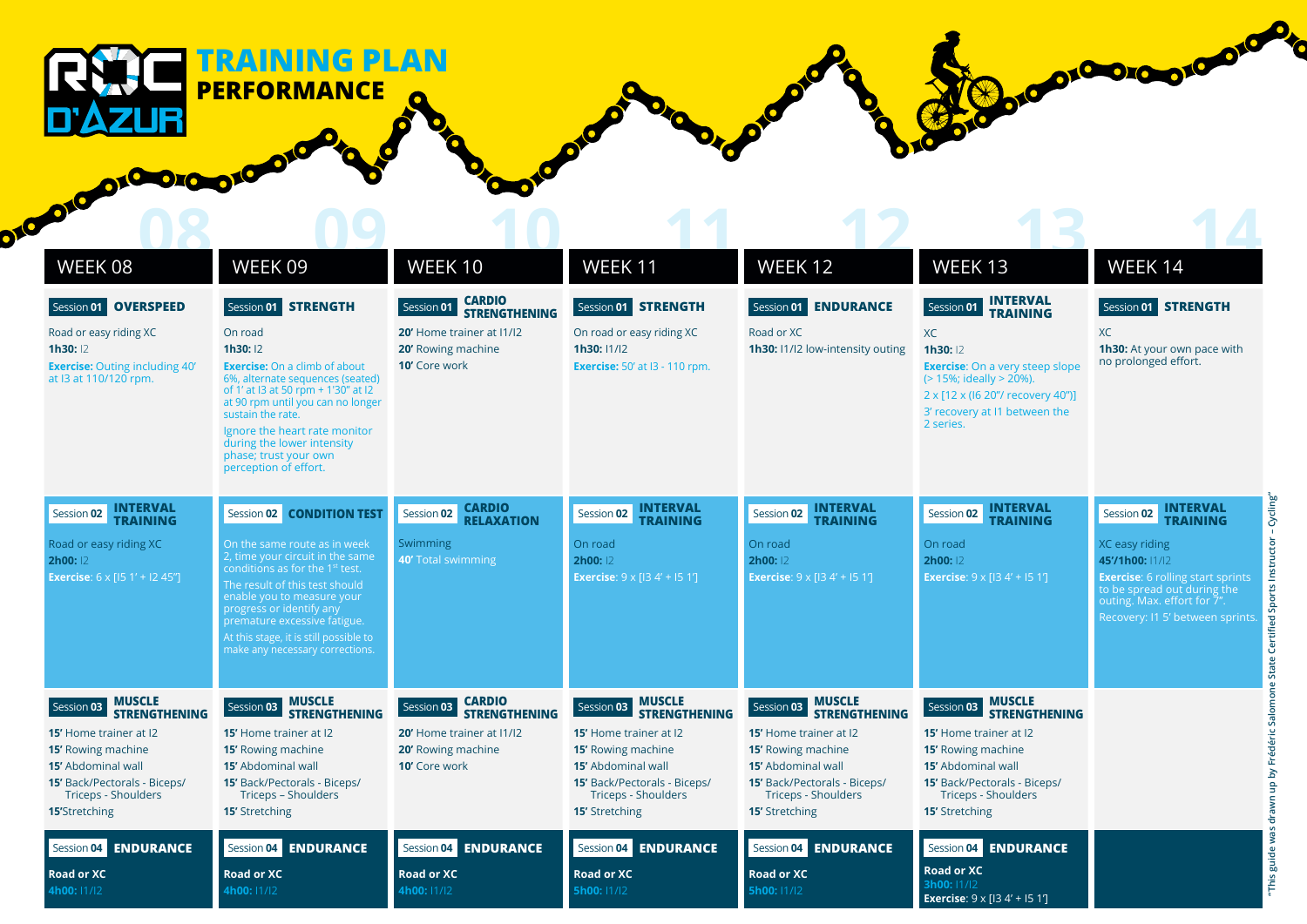# ROC D'AZUR

## TRAINING PLAN
### PERFORMANCE

| WEEK 08 | WEEK 09 | WEEK 10 | WEEK 11 | WEEK 12 | WEEK 13 | WEEK 14 |
|---|---|---|---|---|---|---|
| Session 01 **OVERSPEED**<br>Road or easy riding XC<br>**1h30:** I2<br>**Exercise:** Outing including 40' at I3 at 110/120 rpm. | Session 01 **STRENGTH**<br>On road<br>**1h30:** I2<br>**Exercise:** On a climb of about 6%, alternate sequences (seated) of 1' at I3 at 50 rpm + 1'30" at I2 at 90 rpm until you can no longer sustain the rate.<br>Ignore the heart rate monitor during the lower intensity phase; trust your own perception of effort. | Session 01 **CARDIO STRENGTHENING**<br>**20'** Home trainer at I1/I2<br>**20'** Rowing machine<br>**10'** Core work | Session 01 **STRENGTH**<br>On road or easy riding XC<br>**1h30:** I1/I2<br>**Exercise:** 50' at I3 - 110 rpm. | Session 01 **ENDURANCE**<br>Road or XC<br>**1h30:** I1/I2 low-intensity outing | Session 01 **INTERVAL TRAINING**<br>XC<br>**1h30:** I2<br>**Exercise:** On a very steep slope (> 15%; ideally > 20%).<br>2 x [12 x (I6 20"/ recovery 40")]<br>3' recovery at I1 between the 2 series. | Session 01 **STRENGTH**<br>XC<br>**1h30:** At your own pace with no prolonged effort. |
| Session 02 **INTERVAL TRAINING**<br>Road or easy riding XC<br>**2h00:** I2<br>**Exercise:** 6 x [I5 1' + I2 45"] | Session 02 **CONDITION TEST**<br>On the same route as in week 2, time your circuit in the same conditions as for the 1st test.<br>The result of this test should enable you to measure your progress or identify any premature excessive fatigue.<br>At this stage, it is still possible to make any necessary corrections. | Session 02 **CARDIO RELAXATION**<br>Swimming<br>**40'** Total swimming | Session 02 **INTERVAL TRAINING**<br>On road<br>**2h00:** I2<br>**Exercise:** 9 x [I3 4' + I5 1'] | Session 02 **INTERVAL TRAINING**<br>On road<br>**2h00:** I2<br>**Exercise:** 9 x [I3 4' + I5 1'] | Session 02 **INTERVAL TRAINING**<br>On road<br>**2h00:** I2<br>**Exercise:** 9 x [I3 4' + I5 1'] | Session 02 **INTERVAL TRAINING**<br>XC easy riding<br>**45'/1h00:** I1/I2<br>**Exercise:** 6 rolling start sprints to be spread out during the outing. Max. effort for 7".<br>Recovery: I1 5' between sprints. |
| Session 03 **MUSCLE STRENGTHENING**<br>**15'** Home trainer at I2<br>**15'** Rowing machine<br>**15'** Abdominal wall<br>**15'** Back/Pectorals - Biceps/ Triceps - Shoulders<br>**15'**Stretching | Session 03 **MUSCLE STRENGTHENING**<br>**15'** Home trainer at I2<br>**15'** Rowing machine<br>**15'** Abdominal wall<br>**15'** Back/Pectorals - Biceps/ Triceps - Shoulders<br>**15'** Stretching | Session 03 **CARDIO STRENGTHENING**<br>**20'** Home trainer at I1/I2<br>**20'** Rowing machine<br>**10'** Core work | Session 03 **MUSCLE STRENGTHENING**<br>**15'** Home trainer at I2<br>**15'** Rowing machine<br>**15'** Abdominal wall<br>**15'** Back/Pectorals - Biceps/ Triceps - Shoulders<br>**15'** Stretching | Session 03 **MUSCLE STRENGTHENING**<br>**15'** Home trainer at I2<br>**15'** Rowing machine<br>**15'** Abdominal wall<br>**15'** Back/Pectorals - Biceps/ Triceps - Shoulders<br>**15'** Stretching | Session 03 **MUSCLE STRENGTHENING**<br>**15'** Home trainer at I2<br>**15'** Rowing machine<br>**15'** Abdominal wall<br>**15'** Back/Pectorals - Biceps/ Triceps - Shoulders<br>**15'** Stretching | |
| Session 04 **ENDURANCE**<br>**Road or XC**<br>**4h00:** I1/I2 | Session 04 **ENDURANCE**<br>**Road or XC**<br>**4h00:** I1/I2 | Session 04 **ENDURANCE**<br>**Road or XC**<br>**4h00:** I1/I2 | Session 04 **ENDURANCE**<br>**Road or XC**<br>**5h00:** I1/I2 | Session 04 **ENDURANCE**<br>**Road or XC**<br>**5h00:** I1/I2 | Session 04 **ENDURANCE**<br>**Road or XC**<br>**3h00:** I1/I2<br>**Exercise:** 9 x [I3 4' + I5 1'] | |

"This guide was drawn up by Frédéric Salomone State Certified Sports Instructor – Cycling"